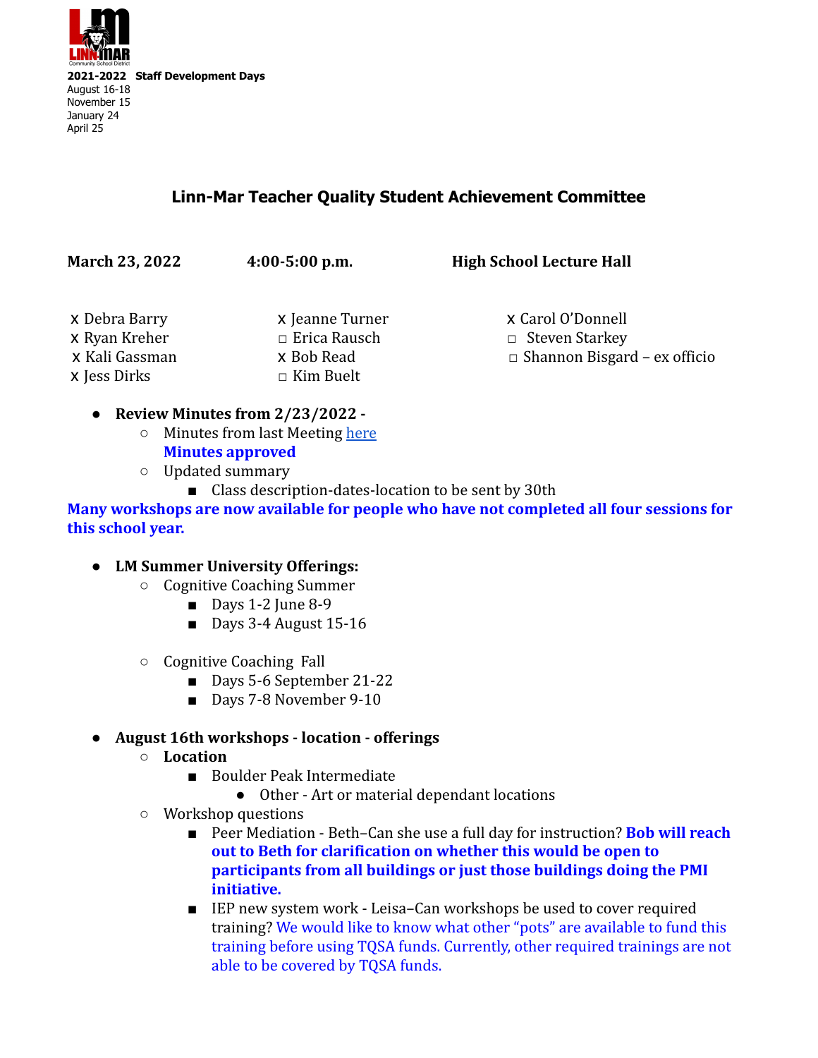LINN-MAR Community School District

**2021-2022 Staff Development Days**
August 16-18
November 15
January 24
April 25

## Linn-Mar Teacher Quality Student Achievement Committee

**March 23, 2022** **4:00-5:00 p.m.** **High School Lecture Hall**

| | | |
|---|---|---|
| x Debra Barry | x Jeanne Turner | x Carol O'Donnell |
| x Ryan Kreher | □ Erica Rausch | □ Steven Starkey |
| x Kali Gassman | x Bob Read | □ Shannon Bisgard – ex officio |
| x Jess Dirks | □ Kim Buelt | |

- **Review Minutes from 2/23/2022 -**
  - Minutes from last Meeting [here]
    **Minutes approved**
  - Updated summary
    - Class description-dates-location to be sent by 30th

**Many workshops are now available for people who have not completed all four sessions for this school year.**

- **LM Summer University Offerings:**
  - Cognitive Coaching Summer
    - Days 1-2 June 8-9
    - Days 3-4 August 15-16
  - Cognitive Coaching Fall
    - Days 5-6 September 21-22
    - Days 7-8 November 9-10
- **August 16th workshops - location - offerings**
  - **Location**
    - Boulder Peak Intermediate
      - Other - Art or material dependant locations
  - Workshop questions
    - Peer Mediation - Beth–Can she use a full day for instruction? **Bob will reach out to Beth for clarification on whether this would be open to participants from all buildings or just those buildings doing the PMI initiative.**
    - IEP new system work - Leisa–Can workshops be used to cover required training? We would like to know what other "pots" are available to fund this training before using TQSA funds. Currently, other required trainings are not able to be covered by TQSA funds.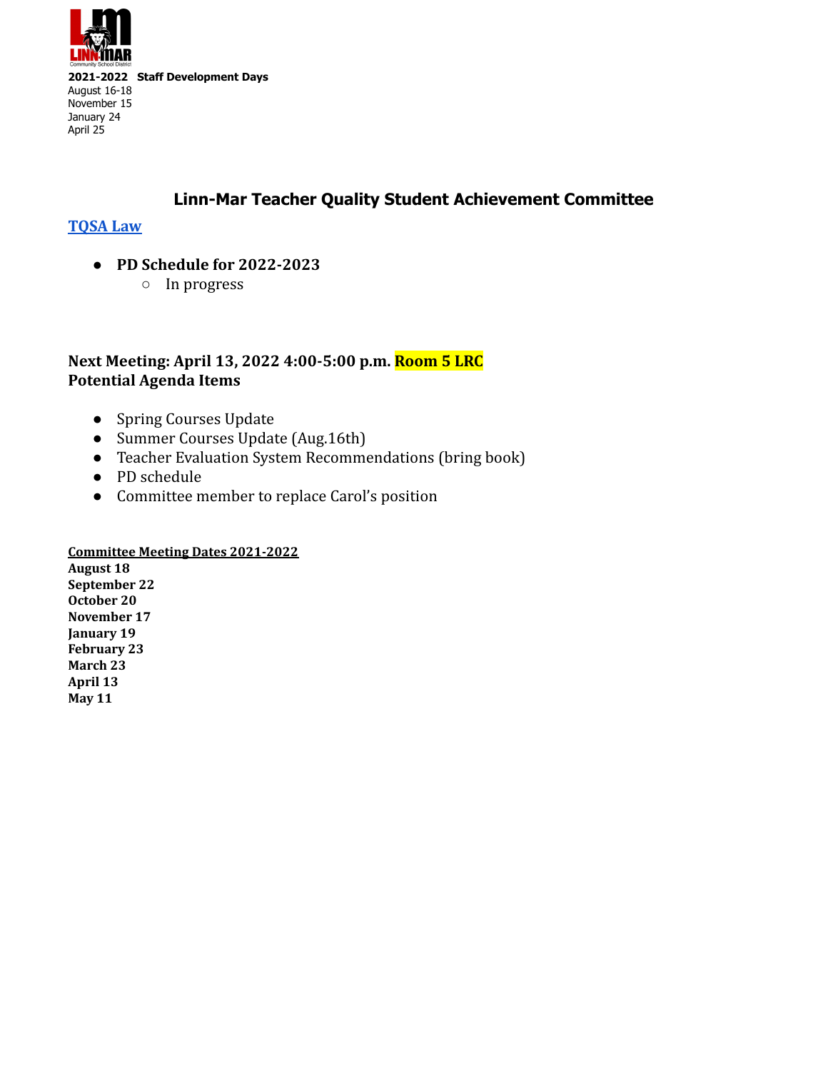**2021-2022 Staff Development Days**
August 16-18
November 15
January 24
April 25

## Linn-Mar Teacher Quality Student Achievement Committee

**TQSA Law**

- **PD Schedule for 2022-2023**
  - In progress

**Next Meeting: April 13, 2022 4:00-5:00 p.m. Room 5 LRC**
**Potential Agenda Items**

- Spring Courses Update
- Summer Courses Update (Aug.16th)
- Teacher Evaluation System Recommendations (bring book)
- PD schedule
- Committee member to replace Carol's position

**Committee Meeting Dates 2021-2022**
**August 18**
**September 22**
**October 20**
**November 17**
**January 19**
**February 23**
**March 23**
**April 13**
**May 11**